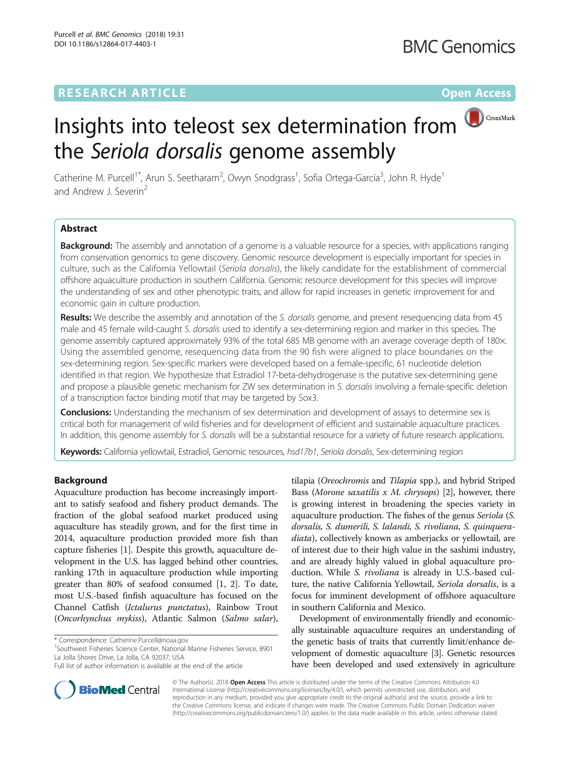RESEARCH ARTICLE

Open Access

# Insights into teleost sex determination from the *Seriola dorsalis* genome assembly

Catherine M. Purcell[1*], Arun S. Seetharam[2], Owyn Snodgrass[1], Sofia Ortega-García[3], John R. Hyde[1] and Andrew J. Severin[2]

## Abstract

**Background:** The assembly and annotation of a genome is a valuable resource for a species, with applications ranging from conservation genomics to gene discovery. Genomic resource development is especially important for species in culture, such as the California Yellowtail (*Seriola dorsalis*), the likely candidate for the establishment of commercial offshore aquaculture production in southern California. Genomic resource development for this species will improve the understanding of sex and other phenotypic traits, and allow for rapid increases in genetic improvement for and economic gain in culture production.

**Results:** We describe the assembly and annotation of the *S. dorsalis* genome, and present resequencing data from 45 male and 45 female wild-caught *S. dorsalis* used to identify a sex-determining region and marker in this species. The genome assembly captured approximately 93% of the total 685 MB genome with an average coverage depth of 180×. Using the assembled genome, resequencing data from the 90 fish were aligned to place boundaries on the sex-determining region. Sex-specific markers were developed based on a female-specific, 61 nucleotide deletion identified in that region. We hypothesize that Estradiol 17-beta-dehydrogenase is the putative sex-determining gene and propose a plausible genetic mechanism for ZW sex determination in *S. dorsalis* involving a female-specific deletion of a transcription factor binding motif that may be targeted by Sox3.

**Conclusions:** Understanding the mechanism of sex determination and development of assays to determine sex is critical both for management of wild fisheries and for development of efficient and sustainable aquaculture practices. In addition, this genome assembly for *S. dorsalis* will be a substantial resource for a variety of future research applications.

**Keywords:** California yellowtail, Estradiol, Genomic resources, *hsd17b1*, *Seriola dorsalis*, Sex-determining region

## Background

Aquaculture production has become increasingly important to satisfy seafood and fishery product demands. The fraction of the global seafood market produced using aquaculture has steadily grown, and for the first time in 2014, aquaculture production provided more fish than capture fisheries [1]. Despite this growth, aquaculture development in the U.S. has lagged behind other countries, ranking 17th in aquaculture production while importing greater than 80% of seafood consumed [1, 2]. To date, most U.S.-based finfish aquaculture has focused on the Channel Catfish (*Ictalurus punctatus*), Rainbow Trout (*Oncorhynchus mykiss*), Atlantic Salmon (*Salmo salar*), tilapia (*Oreochromis* and *Tilapia* spp.), and hybrid Striped Bass (*Morone saxatilis x M. chrysops*) [2], however, there is growing interest in broadening the species variety in aquaculture production. The fishes of the genus *Seriola* (*S. dorsalis, S. dumerili, S. lalandi, S. rivoliana, S. quinqueradiata*), collectively known as amberjacks or yellowtail, are of interest due to their high value in the sashimi industry, and are already highly valued in global aquaculture production. While *S. rivoliana* is already in U.S.-based culture, the native California Yellowtail, *Seriola dorsalis*, is a focus for imminent development of offshore aquaculture in southern California and Mexico.

Development of environmentally friendly and economically sustainable aquaculture requires an understanding of the genetic basis of traits that currently limit/enhance development of domestic aquaculture [3]. Genetic resources have been developed and used extensively in agriculture

\* Correspondence: Catherine.Purcell@noaa.gov
[1]Southwest Fisheries Science Center, National Marine Fisheries Service, 8901 La Jolla Shores Drive, La Jolla, CA 92037, USA
Full list of author information is available at the end of the article

© The Author(s). 2018 **Open Access** This article is distributed under the terms of the Creative Commons Attribution 4.0 International License (http://creativecommons.org/licenses/by/4.0/), which permits unrestricted use, distribution, and reproduction in any medium, provided you give appropriate credit to the original author(s) and the source, provide a link to the Creative Commons license, and indicate if changes were made. The Creative Commons Public Domain Dedication waiver (http://creativecommons.org/publicdomain/zero/1.0/) applies to the data made available in this article, unless otherwise stated.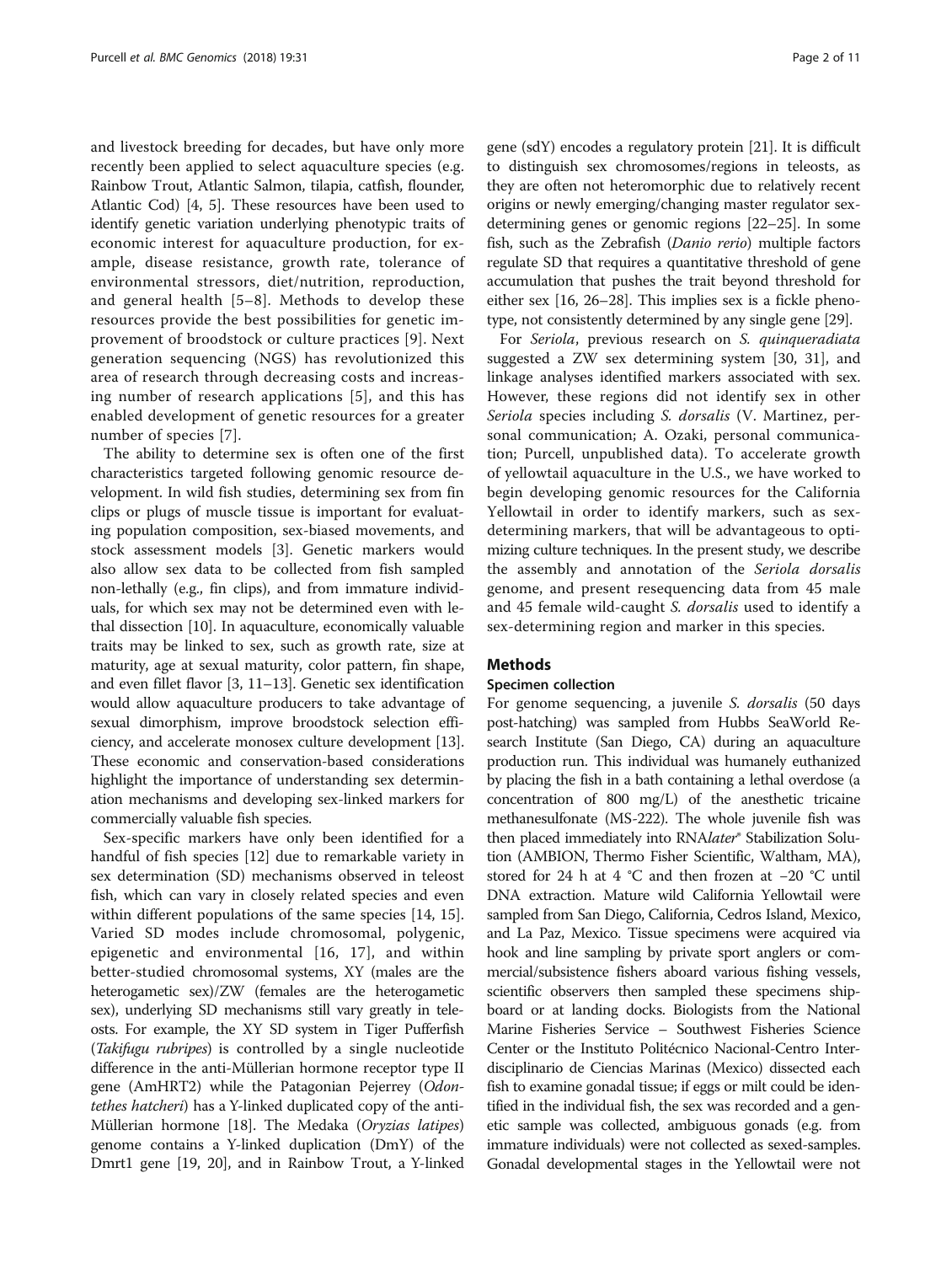and livestock breeding for decades, but have only more recently been applied to select aquaculture species (e.g. Rainbow Trout, Atlantic Salmon, tilapia, catfish, flounder, Atlantic Cod) [4, 5]. These resources have been used to identify genetic variation underlying phenotypic traits of economic interest for aquaculture production, for example, disease resistance, growth rate, tolerance of environmental stressors, diet/nutrition, reproduction, and general health [5–8]. Methods to develop these resources provide the best possibilities for genetic improvement of broodstock or culture practices [9]. Next generation sequencing (NGS) has revolutionized this area of research through decreasing costs and increasing number of research applications [5], and this has enabled development of genetic resources for a greater number of species [7].

The ability to determine sex is often one of the first characteristics targeted following genomic resource development. In wild fish studies, determining sex from fin clips or plugs of muscle tissue is important for evaluating population composition, sex-biased movements, and stock assessment models [3]. Genetic markers would also allow sex data to be collected from fish sampled non-lethally (e.g., fin clips), and from immature individuals, for which sex may not be determined even with lethal dissection [10]. In aquaculture, economically valuable traits may be linked to sex, such as growth rate, size at maturity, age at sexual maturity, color pattern, fin shape, and even fillet flavor [3, 11–13]. Genetic sex identification would allow aquaculture producers to take advantage of sexual dimorphism, improve broodstock selection efficiency, and accelerate monosex culture development [13]. These economic and conservation-based considerations highlight the importance of understanding sex determination mechanisms and developing sex-linked markers for commercially valuable fish species.

Sex-specific markers have only been identified for a handful of fish species [12] due to remarkable variety in sex determination (SD) mechanisms observed in teleost fish, which can vary in closely related species and even within different populations of the same species [14, 15]. Varied SD modes include chromosomal, polygenic, epigenetic and environmental [16, 17], and within better-studied chromosomal systems, XY (males are the heterogametic sex)/ZW (females are the heterogametic sex), underlying SD mechanisms still vary greatly in teleosts. For example, the XY SD system in Tiger Pufferfish (*Takifugu rubripes*) is controlled by a single nucleotide difference in the anti-Müllerian hormone receptor type II gene (AmHRT2) while the Patagonian Pejerrey (*Odontethes hatcheri*) has a Y-linked duplicated copy of the anti-Müllerian hormone [18]. The Medaka (*Oryzias latipes*) genome contains a Y-linked duplication (DmY) of the Dmrt1 gene [19, 20], and in Rainbow Trout, a Y-linked gene (sdY) encodes a regulatory protein [21]. It is difficult to distinguish sex chromosomes/regions in teleosts, as they are often not heteromorphic due to relatively recent origins or newly emerging/changing master regulator sex-determining genes or genomic regions [22–25]. In some fish, such as the Zebrafish (*Danio rerio*) multiple factors regulate SD that requires a quantitative threshold of gene accumulation that pushes the trait beyond threshold for either sex [16, 26–28]. This implies sex is a fickle phenotype, not consistently determined by any single gene [29].

For *Seriola*, previous research on *S. quinqueradiata* suggested a ZW sex determining system [30, 31], and linkage analyses identified markers associated with sex. However, these regions did not identify sex in other *Seriola* species including *S. dorsalis* (V. Martinez, personal communication; A. Ozaki, personal communication; Purcell, unpublished data). To accelerate growth of yellowtail aquaculture in the U.S., we have worked to begin developing genomic resources for the California Yellowtail in order to identify markers, such as sex-determining markers, that will be advantageous to optimizing culture techniques. In the present study, we describe the assembly and annotation of the *Seriola dorsalis* genome, and present resequencing data from 45 male and 45 female wild-caught *S. dorsalis* used to identify a sex-determining region and marker in this species.

## Methods

### Specimen collection

For genome sequencing, a juvenile *S. dorsalis* (50 days post-hatching) was sampled from Hubbs SeaWorld Research Institute (San Diego, CA) during an aquaculture production run. This individual was humanely euthanized by placing the fish in a bath containing a lethal overdose (a concentration of 800 mg/L) of the anesthetic tricaine methanesulfonate (MS-222). The whole juvenile fish was then placed immediately into RNA*later*® Stabilization Solution (AMBION, Thermo Fisher Scientific, Waltham, MA), stored for 24 h at 4 °C and then frozen at −20 °C until DNA extraction. Mature wild California Yellowtail were sampled from San Diego, California, Cedros Island, Mexico, and La Paz, Mexico. Tissue specimens were acquired via hook and line sampling by private sport anglers or commercial/subsistence fishers aboard various fishing vessels, scientific observers then sampled these specimens shipboard or at landing docks. Biologists from the National Marine Fisheries Service – Southwest Fisheries Science Center or the Instituto Politécnico Nacional-Centro Interdisciplinario de Ciencias Marinas (Mexico) dissected each fish to examine gonadal tissue; if eggs or milt could be identified in the individual fish, the sex was recorded and a genetic sample was collected, ambiguous gonads (e.g. from immature individuals) were not collected as sexed-samples. Gonadal developmental stages in the Yellowtail were not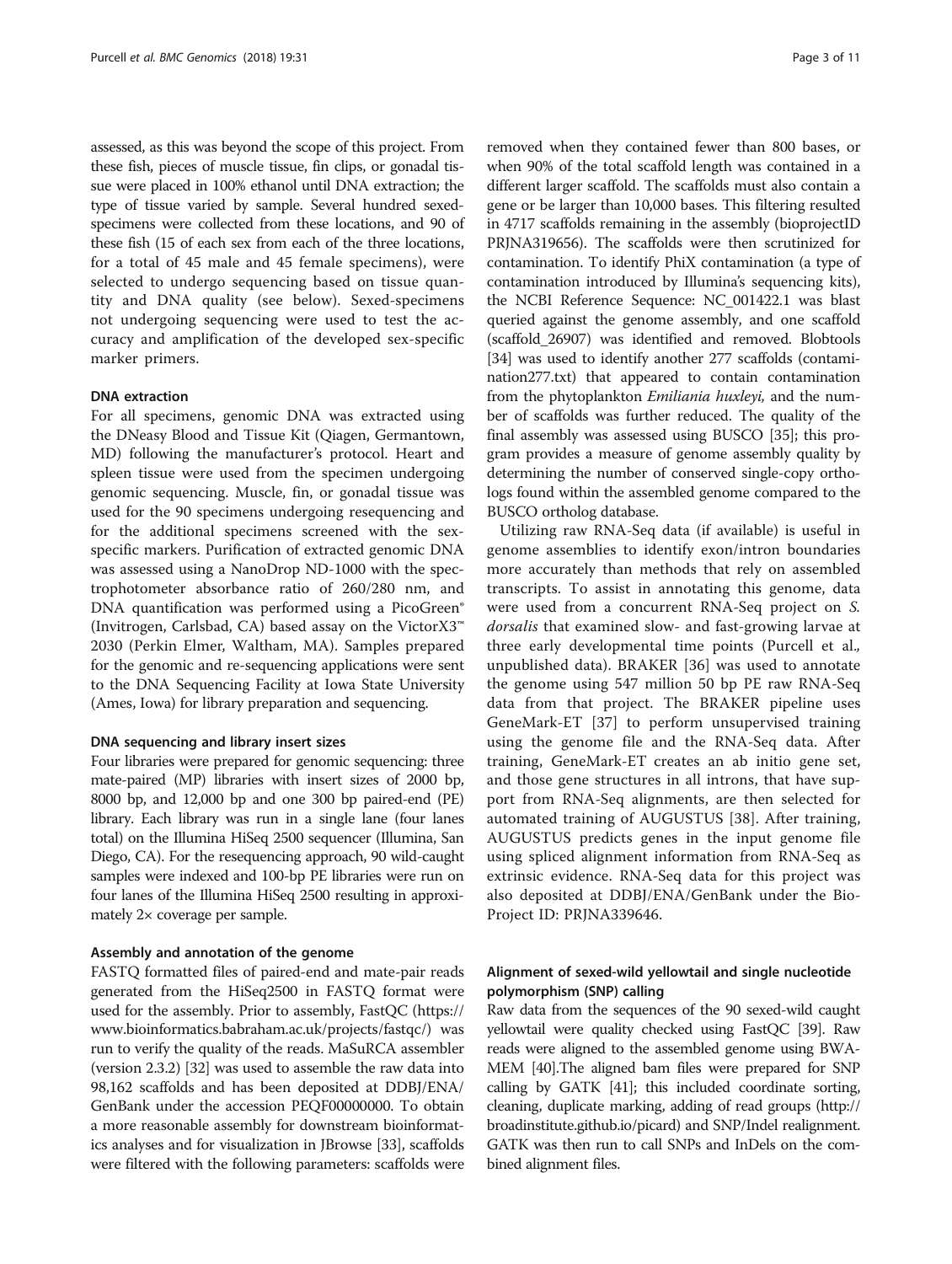assessed, as this was beyond the scope of this project. From these fish, pieces of muscle tissue, fin clips, or gonadal tissue were placed in 100% ethanol until DNA extraction; the type of tissue varied by sample. Several hundred sexed-specimens were collected from these locations, and 90 of these fish (15 of each sex from each of the three locations, for a total of 45 male and 45 female specimens), were selected to undergo sequencing based on tissue quantity and DNA quality (see below). Sexed-specimens not undergoing sequencing were used to test the accuracy and amplification of the developed sex-specific marker primers.

### DNA extraction

For all specimens, genomic DNA was extracted using the DNeasy Blood and Tissue Kit (Qiagen, Germantown, MD) following the manufacturer's protocol. Heart and spleen tissue were used from the specimen undergoing genomic sequencing. Muscle, fin, or gonadal tissue was used for the 90 specimens undergoing resequencing and for the additional specimens screened with the sex-specific markers. Purification of extracted genomic DNA was assessed using a NanoDrop ND-1000 with the spectrophotometer absorbance ratio of 260/280 nm, and DNA quantification was performed using a PicoGreen® (Invitrogen, Carlsbad, CA) based assay on the VictorX3™ 2030 (Perkin Elmer, Waltham, MA). Samples prepared for the genomic and re-sequencing applications were sent to the DNA Sequencing Facility at Iowa State University (Ames, Iowa) for library preparation and sequencing.

### DNA sequencing and library insert sizes

Four libraries were prepared for genomic sequencing: three mate-paired (MP) libraries with insert sizes of 2000 bp, 8000 bp, and 12,000 bp and one 300 bp paired-end (PE) library. Each library was run in a single lane (four lanes total) on the Illumina HiSeq 2500 sequencer (Illumina, San Diego, CA). For the resequencing approach, 90 wild-caught samples were indexed and 100-bp PE libraries were run on four lanes of the Illumina HiSeq 2500 resulting in approximately 2× coverage per sample.

### Assembly and annotation of the genome

FASTQ formatted files of paired-end and mate-pair reads generated from the HiSeq2500 in FASTQ format were used for the assembly. Prior to assembly, FastQC (https://www.bioinformatics.babraham.ac.uk/projects/fastqc/) was run to verify the quality of the reads. MaSuRCA assembler (version 2.3.2) [32] was used to assemble the raw data into 98,162 scaffolds and has been deposited at DDBJ/ENA/GenBank under the accession PEQF00000000. To obtain a more reasonable assembly for downstream bioinformatics analyses and for visualization in JBrowse [33], scaffolds were filtered with the following parameters: scaffolds were removed when they contained fewer than 800 bases, or when 90% of the total scaffold length was contained in a different larger scaffold. The scaffolds must also contain a gene or be larger than 10,000 bases. This filtering resulted in 4717 scaffolds remaining in the assembly (bioprojectID PRJNA319656). The scaffolds were then scrutinized for contamination. To identify PhiX contamination (a type of contamination introduced by Illumina's sequencing kits), the NCBI Reference Sequence: NC_001422.1 was blast queried against the genome assembly, and one scaffold (scaffold_26907) was identified and removed. Blobtools [34] was used to identify another 277 scaffolds (contamination277.txt) that appeared to contain contamination from the phytoplankton *Emiliania huxleyi*, and the number of scaffolds was further reduced. The quality of the final assembly was assessed using BUSCO [35]; this program provides a measure of genome assembly quality by determining the number of conserved single-copy orthologs found within the assembled genome compared to the BUSCO ortholog database.

Utilizing raw RNA-Seq data (if available) is useful in genome assemblies to identify exon/intron boundaries more accurately than methods that rely on assembled transcripts. To assist in annotating this genome, data were used from a concurrent RNA-Seq project on *S. dorsalis* that examined slow- and fast-growing larvae at three early developmental time points (Purcell et al., unpublished data). BRAKER [36] was used to annotate the genome using 547 million 50 bp PE raw RNA-Seq data from that project. The BRAKER pipeline uses GeneMark-ET [37] to perform unsupervised training using the genome file and the RNA-Seq data. After training, GeneMark-ET creates an ab initio gene set, and those gene structures in all introns, that have support from RNA-Seq alignments, are then selected for automated training of AUGUSTUS [38]. After training, AUGUSTUS predicts genes in the input genome file using spliced alignment information from RNA-Seq as extrinsic evidence. RNA-Seq data for this project was also deposited at DDBJ/ENA/GenBank under the BioProject ID: PRJNA339646.

### Alignment of sexed-wild yellowtail and single nucleotide polymorphism (SNP) calling

Raw data from the sequences of the 90 sexed-wild caught yellowtail were quality checked using FastQC [39]. Raw reads were aligned to the assembled genome using BWA-MEM [40].The aligned bam files were prepared for SNP calling by GATK [41]; this included coordinate sorting, cleaning, duplicate marking, adding of read groups (http://broadinstitute.github.io/picard) and SNP/Indel realignment. GATK was then run to call SNPs and InDels on the combined alignment files.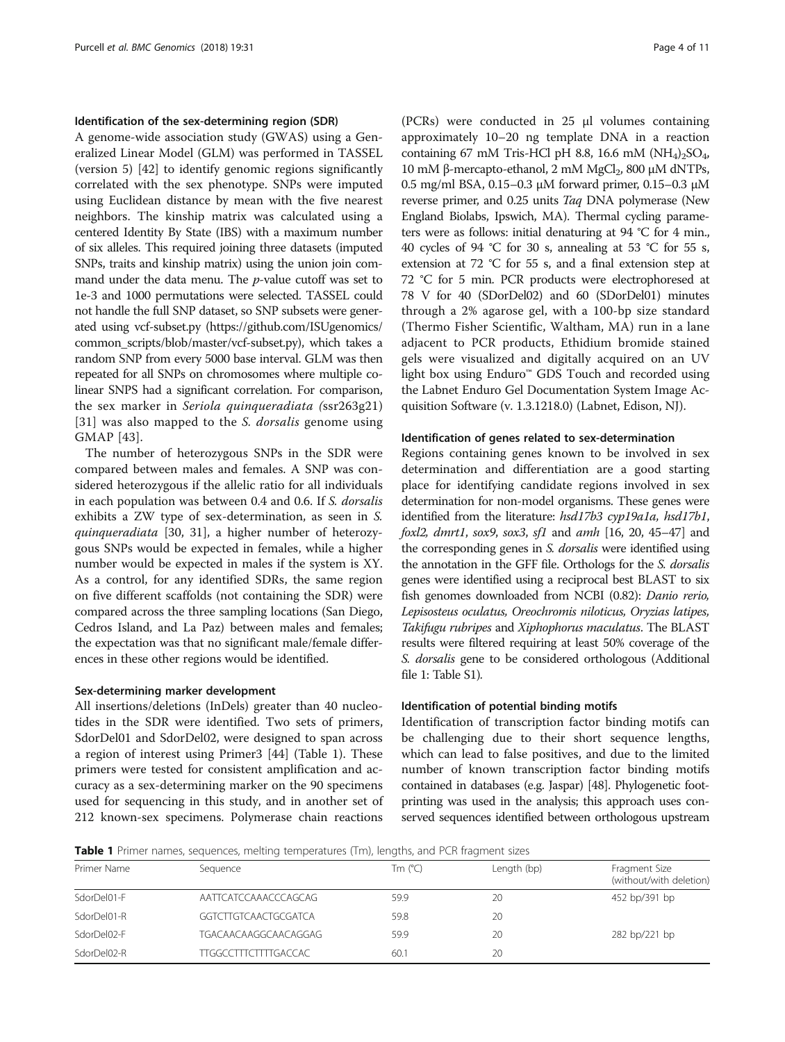### Identification of the sex-determining region (SDR)

A genome-wide association study (GWAS) using a Generalized Linear Model (GLM) was performed in TASSEL (version 5) [42] to identify genomic regions significantly correlated with the sex phenotype. SNPs were imputed using Euclidean distance by mean with the five nearest neighbors. The kinship matrix was calculated using a centered Identity By State (IBS) with a maximum number of six alleles. This required joining three datasets (imputed SNPs, traits and kinship matrix) using the union join command under the data menu. The *p*-value cutoff was set to 1e-3 and 1000 permutations were selected. TASSEL could not handle the full SNP dataset, so SNP subsets were generated using vcf-subset.py (https://github.com/ISUgenomics/common_scripts/blob/master/vcf-subset.py), which takes a random SNP from every 5000 base interval. GLM was then repeated for all SNPs on chromosomes where multiple colinear SNPS had a significant correlation. For comparison, the sex marker in *Seriola quinqueradiata (*ssr263g21) [31] was also mapped to the *S. dorsalis* genome using GMAP [43].

The number of heterozygous SNPs in the SDR were compared between males and females. A SNP was considered heterozygous if the allelic ratio for all individuals in each population was between 0.4 and 0.6. If *S. dorsalis* exhibits a ZW type of sex-determination, as seen in *S. quinqueradiata* [30, 31], a higher number of heterozygous SNPs would be expected in females, while a higher number would be expected in males if the system is XY. As a control, for any identified SDRs, the same region on five different scaffolds (not containing the SDR) were compared across the three sampling locations (San Diego, Cedros Island, and La Paz) between males and females; the expectation was that no significant male/female differences in these other regions would be identified.

### Sex-determining marker development

All insertions/deletions (InDels) greater than 40 nucleotides in the SDR were identified. Two sets of primers, SdorDel01 and SdorDel02, were designed to span across a region of interest using Primer3 [44] (Table 1). These primers were tested for consistent amplification and accuracy as a sex-determining marker on the 90 specimens used for sequencing in this study, and in another set of 212 known-sex specimens. Polymerase chain reactions (PCRs) were conducted in 25 μl volumes containing approximately 10–20 ng template DNA in a reaction containing 67 mM Tris-HCl pH 8.8, 16.6 mM $(NH_4)_2SO_4$, 10 mM β-mercapto-ethanol, 2 mM $MgCl_2$, 800 μM dNTPs, 0.5 mg/ml BSA, 0.15–0.3 μM forward primer, 0.15–0.3 μM reverse primer, and 0.25 units *Taq* DNA polymerase (New England Biolabs, Ipswich, MA). Thermal cycling parameters were as follows: initial denaturing at 94 °C for 4 min., 40 cycles of 94 °C for 30 s, annealing at 53 °C for 55 s, extension at 72 °C for 55 s, and a final extension step at 72 °C for 5 min. PCR products were electrophoresed at 78 V for 40 (SDorDel02) and 60 (SDorDel01) minutes through a 2% agarose gel, with a 100-bp size standard (Thermo Fisher Scientific, Waltham, MA) run in a lane adjacent to PCR products, Ethidium bromide stained gels were visualized and digitally acquired on an UV light box using Enduro™ GDS Touch and recorded using the Labnet Enduro Gel Documentation System Image Acquisition Software (v. 1.3.1218.0) (Labnet, Edison, NJ).

### Identification of genes related to sex-determination

Regions containing genes known to be involved in sex determination and differentiation are a good starting place for identifying candidate regions involved in sex determination for non-model organisms. These genes were identified from the literature: *hsd17b3 cyp19a1a, hsd17b1*, *foxl2, dmrt1*, *sox9*, *sox3*, *sf1* and *amh* [16, 20, 45–47] and the corresponding genes in *S. dorsalis* were identified using the annotation in the GFF file. Orthologs for the *S. dorsalis* genes were identified using a reciprocal best BLAST to six fish genomes downloaded from NCBI (0.82): *Danio rerio, Lepisosteus oculatus, Oreochromis niloticus, Oryzias latipes, Takifugu rubripes* and *Xiphophorus maculatus*. The BLAST results were filtered requiring at least 50% coverage of the *S. dorsalis* gene to be considered orthologous (Additional file 1: Table S1).

### Identification of potential binding motifs

Identification of transcription factor binding motifs can be challenging due to their short sequence lengths, which can lead to false positives, and due to the limited number of known transcription factor binding motifs contained in databases (e.g. Jaspar) [48]. Phylogenetic footprinting was used in the analysis; this approach uses conserved sequences identified between orthologous upstream

**Table 1** Primer names, sequences, melting temperatures (Tm), lengths, and PCR fragment sizes

| Primer Name | Sequence | Tm (°C) | Length (bp) | Fragment Size (without/with deletion) |
|---|---|---|---|---|
| SdorDel01-F | AATTCATCCAAACCCAGCAG | 59.9 | 20 | 452 bp/391 bp |
| SdorDel01-R | GGTCTTGTCAACTGCGATCA | 59.8 | 20 | |
| SdorDel02-F | TGACAACAAGGCAACAGGAG | 59.9 | 20 | 282 bp/221 bp |
| SdorDel02-R | TTGGCCTTTCTTTTGACCAC | 60.1 | 20 | |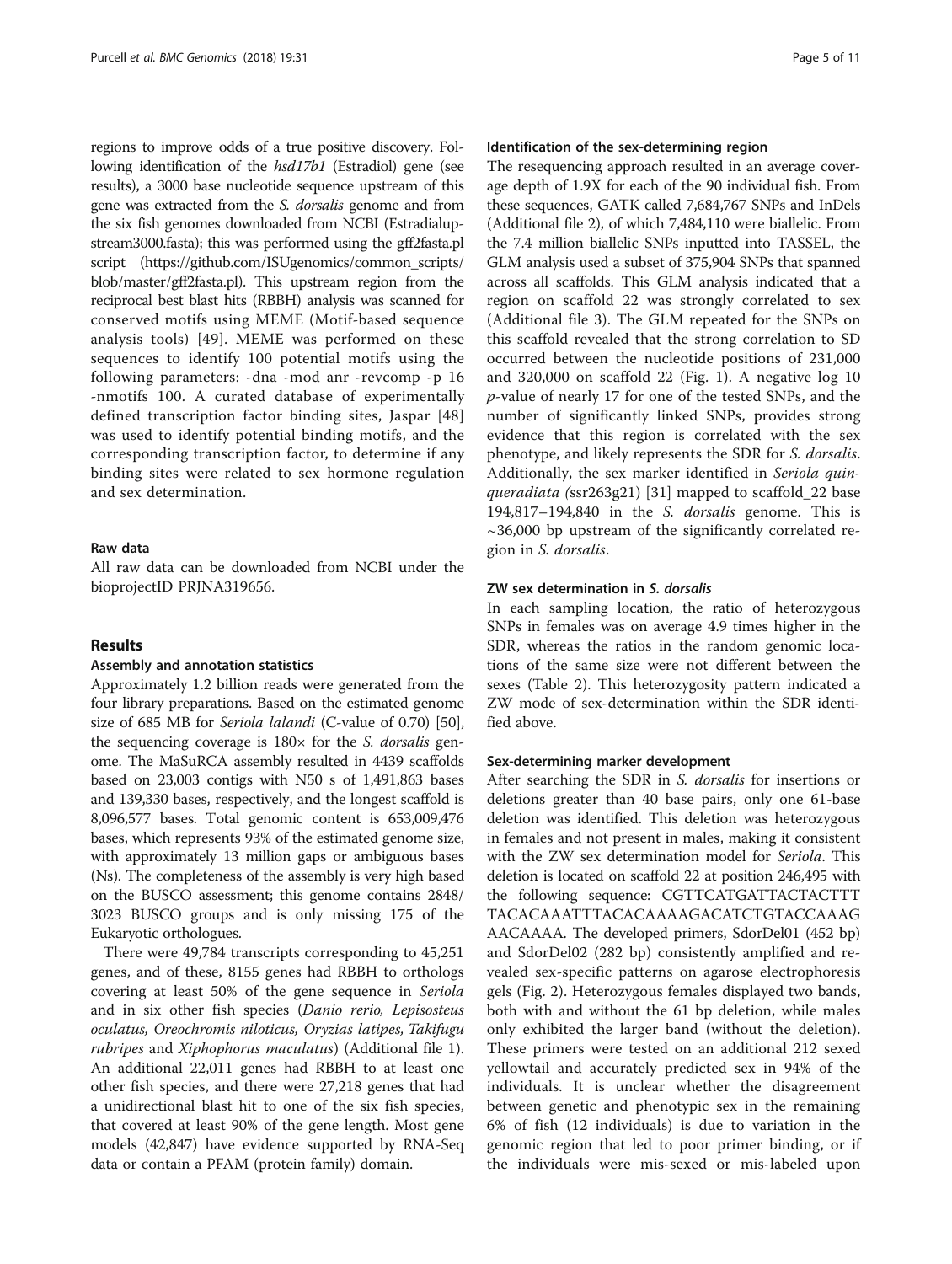regions to improve odds of a true positive discovery. Following identification of the *hsd17b1* (Estradiol) gene (see results), a 3000 base nucleotide sequence upstream of this gene was extracted from the *S. dorsalis* genome and from the six fish genomes downloaded from NCBI (Estradialupstream3000.fasta); this was performed using the gff2fasta.pl script (https://github.com/ISUgenomics/common_scripts/blob/master/gff2fasta.pl). This upstream region from the reciprocal best blast hits (RBBH) analysis was scanned for conserved motifs using MEME (Motif-based sequence analysis tools) [49]. MEME was performed on these sequences to identify 100 potential motifs using the following parameters: -dna -mod anr -revcomp -p 16 -nmotifs 100. A curated database of experimentally defined transcription factor binding sites, Jaspar [48] was used to identify potential binding motifs, and the corresponding transcription factor, to determine if any binding sites were related to sex hormone regulation and sex determination.

### Raw data

All raw data can be downloaded from NCBI under the bioprojectID PRJNA319656.

## Results

### Assembly and annotation statistics

Approximately 1.2 billion reads were generated from the four library preparations. Based on the estimated genome size of 685 MB for *Seriola lalandi* (C-value of 0.70) [50], the sequencing coverage is 180× for the *S. dorsalis* genome. The MaSuRCA assembly resulted in 4439 scaffolds based on 23,003 contigs with N50 s of 1,491,863 bases and 139,330 bases, respectively, and the longest scaffold is 8,096,577 bases. Total genomic content is 653,009,476 bases, which represents 93% of the estimated genome size, with approximately 13 million gaps or ambiguous bases (Ns). The completeness of the assembly is very high based on the BUSCO assessment; this genome contains 2848/3023 BUSCO groups and is only missing 175 of the Eukaryotic orthologues.

There were 49,784 transcripts corresponding to 45,251 genes, and of these, 8155 genes had RBBH to orthologs covering at least 50% of the gene sequence in *Seriola* and in six other fish species (*Danio rerio, Lepisosteus oculatus, Oreochromis niloticus, Oryzias latipes, Takifugu rubripes* and *Xiphophorus maculatus*) (Additional file 1). An additional 22,011 genes had RBBH to at least one other fish species, and there were 27,218 genes that had a unidirectional blast hit to one of the six fish species, that covered at least 90% of the gene length. Most gene models (42,847) have evidence supported by RNA-Seq data or contain a PFAM (protein family) domain.

### Identification of the sex-determining region

The resequencing approach resulted in an average coverage depth of 1.9X for each of the 90 individual fish. From these sequences, GATK called 7,684,767 SNPs and InDels (Additional file 2), of which 7,484,110 were biallelic. From the 7.4 million biallelic SNPs inputted into TASSEL, the GLM analysis used a subset of 375,904 SNPs that spanned across all scaffolds. This GLM analysis indicated that a region on scaffold 22 was strongly correlated to sex (Additional file 3). The GLM repeated for the SNPs on this scaffold revealed that the strong correlation to SD occurred between the nucleotide positions of 231,000 and 320,000 on scaffold 22 (Fig. 1). A negative log 10 *p*-value of nearly 17 for one of the tested SNPs, and the number of significantly linked SNPs, provides strong evidence that this region is correlated with the sex phenotype, and likely represents the SDR for *S. dorsalis*. Additionally, the sex marker identified in *Seriola quinqueradiata (*ssr263g21) [31] mapped to scaffold_22 base 194,817–194,840 in the *S. dorsalis* genome. This is ~36,000 bp upstream of the significantly correlated region in *S. dorsalis*.

### ZW sex determination in *S. dorsalis*

In each sampling location, the ratio of heterozygous SNPs in females was on average 4.9 times higher in the SDR, whereas the ratios in the random genomic locations of the same size were not different between the sexes (Table 2). This heterozygosity pattern indicated a ZW mode of sex-determination within the SDR identified above.

### Sex-determining marker development

After searching the SDR in *S. dorsalis* for insertions or deletions greater than 40 base pairs, only one 61-base deletion was identified. This deletion was heterozygous in females and not present in males, making it consistent with the ZW sex determination model for *Seriola*. This deletion is located on scaffold 22 at position 246,495 with the following sequence: CGTTCATGATTACTACTTT TACACAAATTTACACAAAAGACATCTGTACCAAAG AACAAAA. The developed primers, SdorDel01 (452 bp) and SdorDel02 (282 bp) consistently amplified and revealed sex-specific patterns on agarose electrophoresis gels (Fig. 2). Heterozygous females displayed two bands, both with and without the 61 bp deletion, while males only exhibited the larger band (without the deletion). These primers were tested on an additional 212 sexed yellowtail and accurately predicted sex in 94% of the individuals. It is unclear whether the disagreement between genetic and phenotypic sex in the remaining 6% of fish (12 individuals) is due to variation in the genomic region that led to poor primer binding, or if the individuals were mis-sexed or mis-labeled upon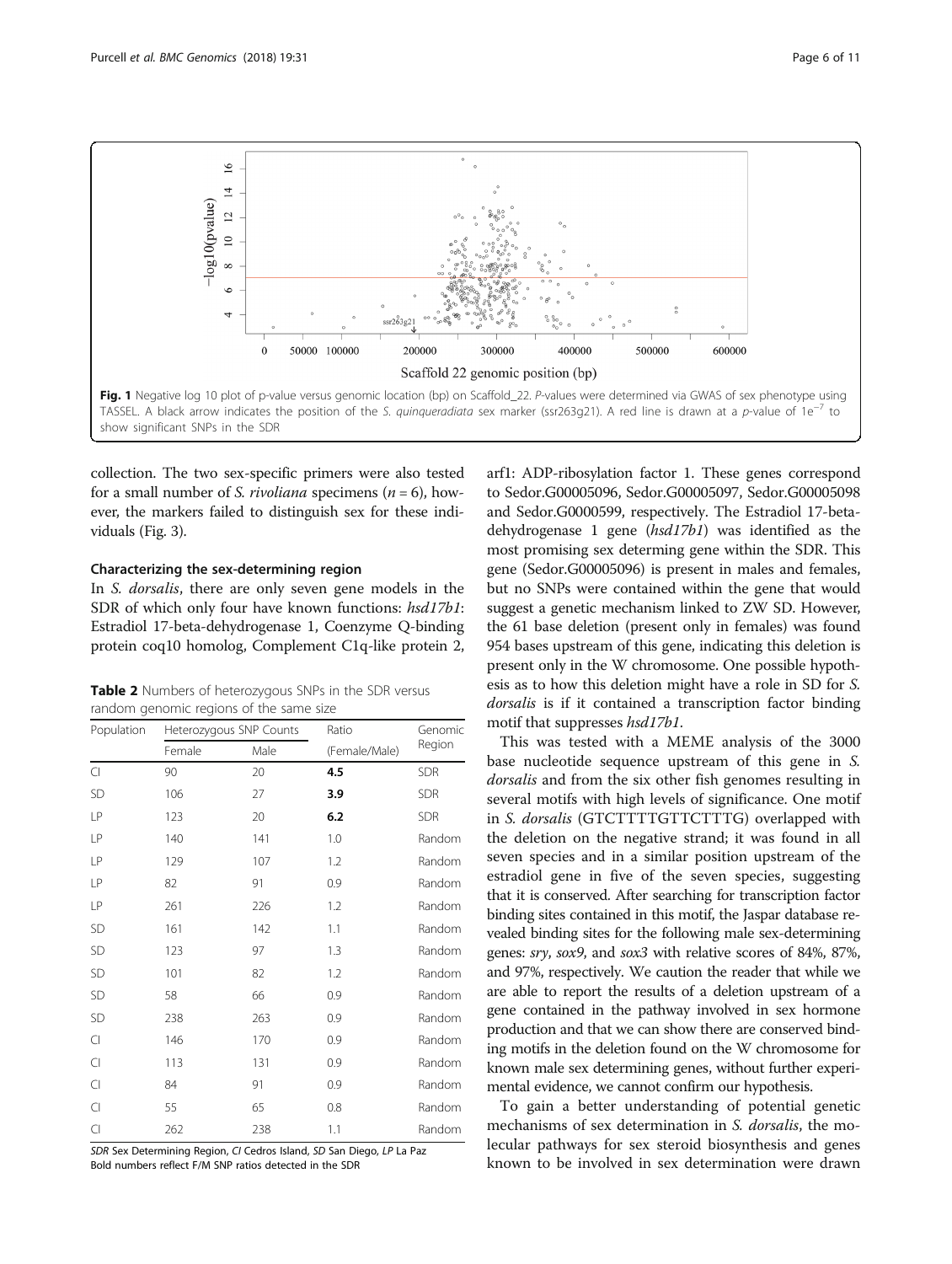Fig. 1 Negative log 10 plot of p-value versus genomic location (bp) on Scaffold_22. P-values were determined via GWAS of sex phenotype using TASSEL. A black arrow indicates the position of the *S. quinqueradiata* sex marker (ssr263g21). A red line is drawn at a p-value of $1e^{-7}$ to show significant SNPs in the SDR

collection. The two sex-specific primers were also tested for a small number of *S. rivoliana* specimens ($n = 6$), however, the markers failed to distinguish sex for these individuals (Fig. 3).

### Characterizing the sex-determining region

In *S. dorsalis*, there are only seven gene models in the SDR of which only four have known functions: *hsd17b1*: Estradiol 17-beta-dehydrogenase 1, Coenzyme Q-binding protein coq10 homolog, Complement C1q-like protein 2, arf1: ADP-ribosylation factor 1. These genes correspond to Sedor.G00005096, Sedor.G00005097, Sedor.G00005098 and Sedor.G0000599, respectively. The Estradiol 17-beta-dehydrogenase 1 gene (*hsd17b1*) was identified as the most promising sex determing gene within the SDR. This gene (Sedor.G00005096) is present in males and females, but no SNPs were contained within the gene that would suggest a genetic mechanism linked to ZW SD. However, the 61 base deletion (present only in females) was found 954 bases upstream of this gene, indicating this deletion is present only in the W chromosome. One possible hypothesis as to how this deletion might have a role in SD for *S. dorsalis* is if it contained a transcription factor binding motif that suppresses *hsd17b1*.

**Table 2** Numbers of heterozygous SNPs in the SDR versus random genomic regions of the same size

| Population | Heterozygous SNP Counts | | Ratio | Genomic Region |
|---|---|---|---|---|
| | Female | Male | (Female/Male) | |
| CI | 90 | 20 | **4.5** | SDR |
| SD | 106 | 27 | **3.9** | SDR |
| LP | 123 | 20 | **6.2** | SDR |
| LP | 140 | 141 | 1.0 | Random |
| LP | 129 | 107 | 1.2 | Random |
| LP | 82 | 91 | 0.9 | Random |
| LP | 261 | 226 | 1.2 | Random |
| SD | 161 | 142 | 1.1 | Random |
| SD | 123 | 97 | 1.3 | Random |
| SD | 101 | 82 | 1.2 | Random |
| SD | 58 | 66 | 0.9 | Random |
| SD | 238 | 263 | 0.9 | Random |
| CI | 146 | 170 | 0.9 | Random |
| CI | 113 | 131 | 0.9 | Random |
| CI | 84 | 91 | 0.9 | Random |
| CI | 55 | 65 | 0.8 | Random |
| CI | 262 | 238 | 1.1 | Random |

*SDR* Sex Determining Region, *CI* Cedros Island, *SD* San Diego, *LP* La Paz
Bold numbers reflect F/M SNP ratios detected in the SDR

This was tested with a MEME analysis of the 3000 base nucleotide sequence upstream of this gene in *S. dorsalis* and from the six other fish genomes resulting in several motifs with high levels of significance. One motif in *S. dorsalis* (GTCTTTTGTTCTTTG) overlapped with the deletion on the negative strand; it was found in all seven species and in a similar position upstream of the estradiol gene in five of the seven species, suggesting that it is conserved. After searching for transcription factor binding sites contained in this motif, the Jaspar database revealed binding sites for the following male sex-determining genes: *sry*, *sox9*, and *sox3* with relative scores of 84%, 87%, and 97%, respectively. We caution the reader that while we are able to report the results of a deletion upstream of a gene contained in the pathway involved in sex hormone production and that we can show there are conserved binding motifs in the deletion found on the W chromosome for known male sex determining genes, without further experimental evidence, we cannot confirm our hypothesis.

To gain a better understanding of potential genetic mechanisms of sex determination in *S. dorsalis*, the molecular pathways for sex steroid biosynthesis and genes known to be involved in sex determination were drawn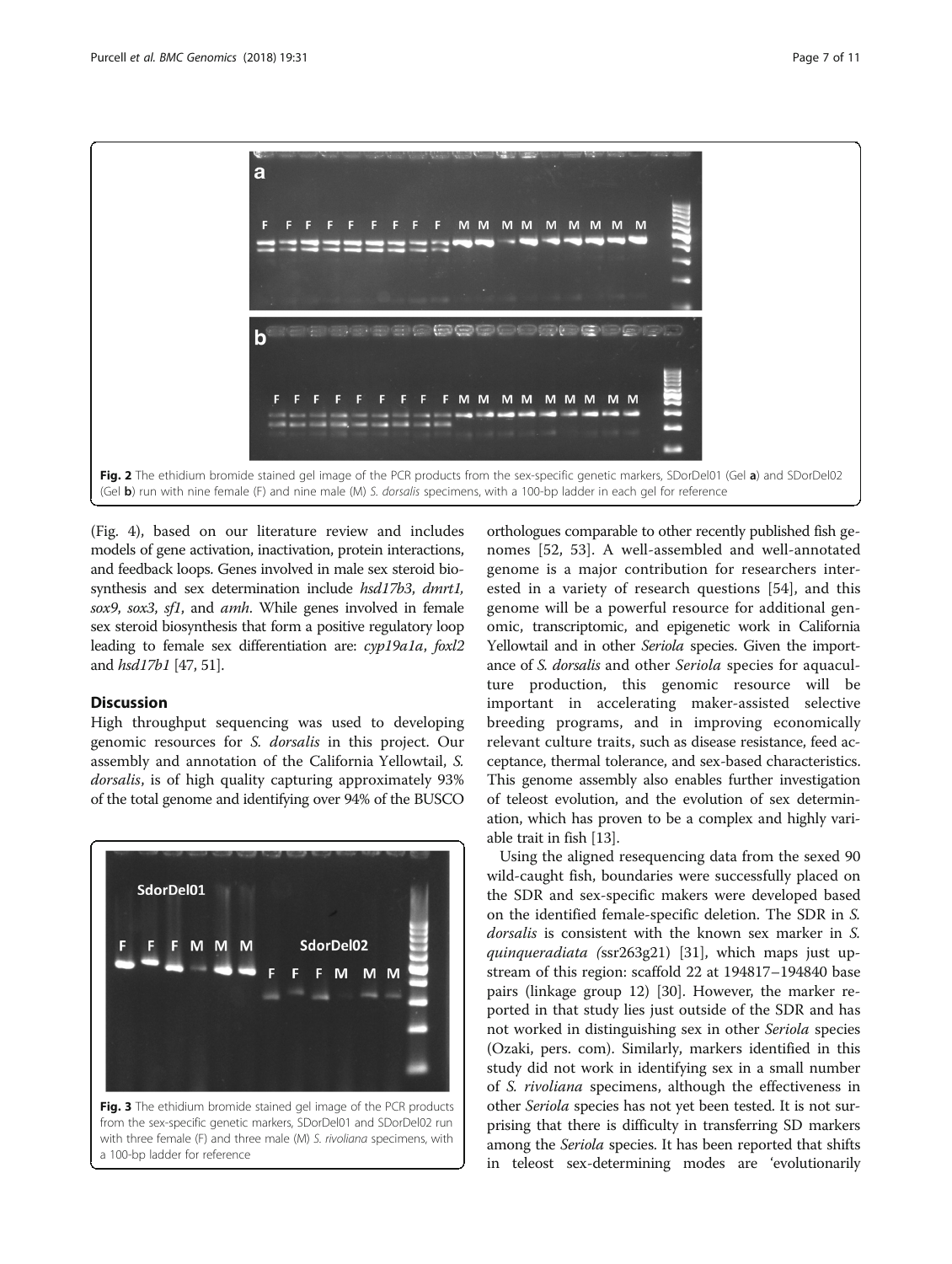Fig. 2 The ethidium bromide stained gel image of the PCR products from the sex-specific genetic markers, SDorDel01 (Gel **a**) and SDorDel02 (Gel **b**) run with nine female (F) and nine male (M) *S. dorsalis* specimens, with a 100-bp ladder in each gel for reference

(Fig. 4), based on our literature review and includes models of gene activation, inactivation, protein interactions, and feedback loops. Genes involved in male sex steroid biosynthesis and sex determination include *hsd17b3, dmrt1, sox9, sox3, sf1*, and *amh*. While genes involved in female sex steroid biosynthesis that form a positive regulatory loop leading to female sex differentiation are: *cyp19a1a*, *foxl2* and *hsd17b1* [47, 51].

## Discussion

High throughput sequencing was used to developing genomic resources for *S. dorsalis* in this project. Our assembly and annotation of the California Yellowtail, *S. dorsalis*, is of high quality capturing approximately 93% of the total genome and identifying over 94% of the BUSCO orthologues comparable to other recently published fish genomes [52, 53]. A well-assembled and well-annotated genome is a major contribution for researchers interested in a variety of research questions [54], and this genome will be a powerful resource for additional genomic, transcriptomic, and epigenetic work in California Yellowtail and in other *Seriola* species. Given the importance of *S. dorsalis* and other *Seriola* species for aquaculture production, this genomic resource will be important in accelerating maker-assisted selective breeding programs, and in improving economically relevant culture traits, such as disease resistance, feed acceptance, thermal tolerance, and sex-based characteristics. This genome assembly also enables further investigation of teleost evolution, and the evolution of sex determination, which has proven to be a complex and highly variable trait in fish [13].

Fig. 3 The ethidium bromide stained gel image of the PCR products from the sex-specific genetic markers, SDorDel01 and SDorDel02 run with three female (F) and three male (M) *S. rivoliana* specimens, with a 100-bp ladder for reference

Using the aligned resequencing data from the sexed 90 wild-caught fish, boundaries were successfully placed on the SDR and sex-specific makers were developed based on the identified female-specific deletion. The SDR in *S. dorsalis* is consistent with the known sex marker in *S. quinqueradiata (*ssr263g21) [31], which maps just upstream of this region: scaffold 22 at 194817–194840 base pairs (linkage group 12) [30]. However, the marker reported in that study lies just outside of the SDR and has not worked in distinguishing sex in other *Seriola* species (Ozaki, pers. com). Similarly, markers identified in this study did not work in identifying sex in a small number of *S. rivoliana* specimens, although the effectiveness in other *Seriola* species has not yet been tested. It is not surprising that there is difficulty in transferring SD markers among the *Seriola* species. It has been reported that shifts in teleost sex-determining modes are 'evolutionarily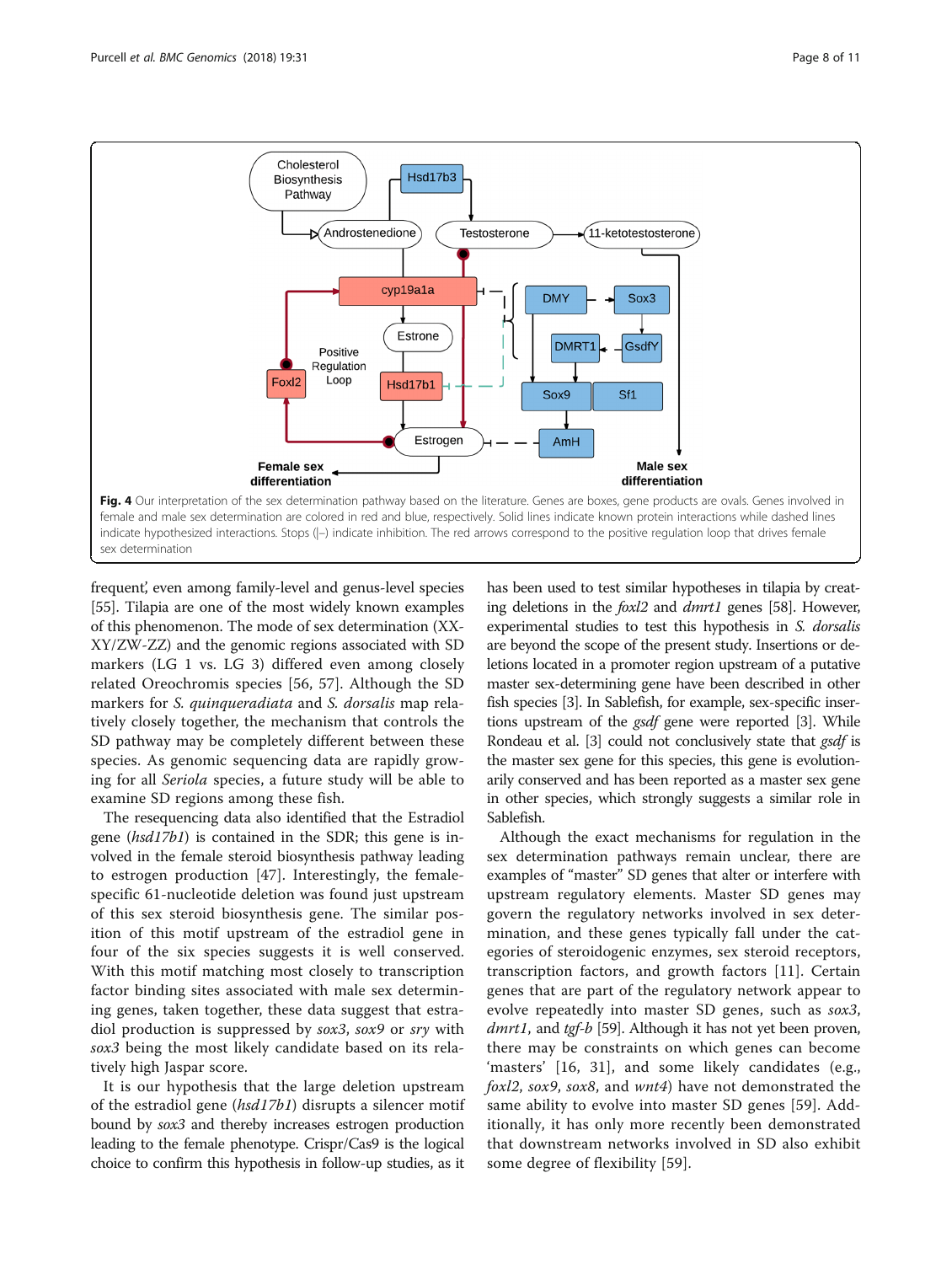Cholesterol Biosynthesis Pathway

Hsd17b3

Androstenedione

Testosterone

11-ketotestosterone

cyp19a1a

DMY

Sox3

Estrone

DMRT1

GsdfY

Positive Regulation Loop

Foxl2

Hsd17b1

Sox9

Sf1

Estrogen

AmH

Female sex differentiation

Male sex differentiation

**Fig. 4** Our interpretation of the sex determination pathway based on the literature. Genes are boxes, gene products are ovals. Genes involved in female and male sex determination are colored in red and blue, respectively. Solid lines indicate known protein interactions while dashed lines indicate hypothesized interactions. Stops (|–) indicate inhibition. The red arrows correspond to the positive regulation loop that drives female sex determination

frequent', even among family-level and genus-level species [55]. Tilapia are one of the most widely known examples of this phenomenon. The mode of sex determination (XX-XY/ZW-ZZ) and the genomic regions associated with SD markers (LG 1 vs. LG 3) differed even among closely related Oreochromis species [56, 57]. Although the SD markers for *S. quinqueradiata* and *S. dorsalis* map relatively closely together, the mechanism that controls the SD pathway may be completely different between these species. As genomic sequencing data are rapidly growing for all *Seriola* species, a future study will be able to examine SD regions among these fish.

The resequencing data also identified that the Estradiol gene (*hsd17b1*) is contained in the SDR; this gene is involved in the female steroid biosynthesis pathway leading to estrogen production [47]. Interestingly, the female-specific 61-nucleotide deletion was found just upstream of this sex steroid biosynthesis gene. The similar position of this motif upstream of the estradiol gene in four of the six species suggests it is well conserved. With this motif matching most closely to transcription factor binding sites associated with male sex determining genes, taken together, these data suggest that estradiol production is suppressed by *sox3*, *sox9* or *sry* with *sox3* being the most likely candidate based on its relatively high Jaspar score.

It is our hypothesis that the large deletion upstream of the estradiol gene (*hsd17b1*) disrupts a silencer motif bound by *sox3* and thereby increases estrogen production leading to the female phenotype. Crispr/Cas9 is the logical choice to confirm this hypothesis in follow-up studies, as it has been used to test similar hypotheses in tilapia by creating deletions in the *foxl2* and *dmrt1* genes [58]. However, experimental studies to test this hypothesis in *S. dorsalis* are beyond the scope of the present study. Insertions or deletions located in a promoter region upstream of a putative master sex-determining gene have been described in other fish species [3]. In Sablefish, for example, sex-specific insertions upstream of the *gsdf* gene were reported [3]. While Rondeau et al. [3] could not conclusively state that *gsdf* is the master sex gene for this species, this gene is evolutionarily conserved and has been reported as a master sex gene in other species, which strongly suggests a similar role in Sablefish.

Although the exact mechanisms for regulation in the sex determination pathways remain unclear, there are examples of "master" SD genes that alter or interfere with upstream regulatory elements. Master SD genes may govern the regulatory networks involved in sex determination, and these genes typically fall under the categories of steroidogenic enzymes, sex steroid receptors, transcription factors, and growth factors [11]. Certain genes that are part of the regulatory network appear to evolve repeatedly into master SD genes, such as *sox3*, *dmrt1*, and *tgf-b* [59]. Although it has not yet been proven, there may be constraints on which genes can become 'masters' [16, 31], and some likely candidates (e.g., *foxl2*, *sox9*, *sox8*, and *wnt4*) have not demonstrated the same ability to evolve into master SD genes [59]. Additionally, it has only more recently been demonstrated that downstream networks involved in SD also exhibit some degree of flexibility [59].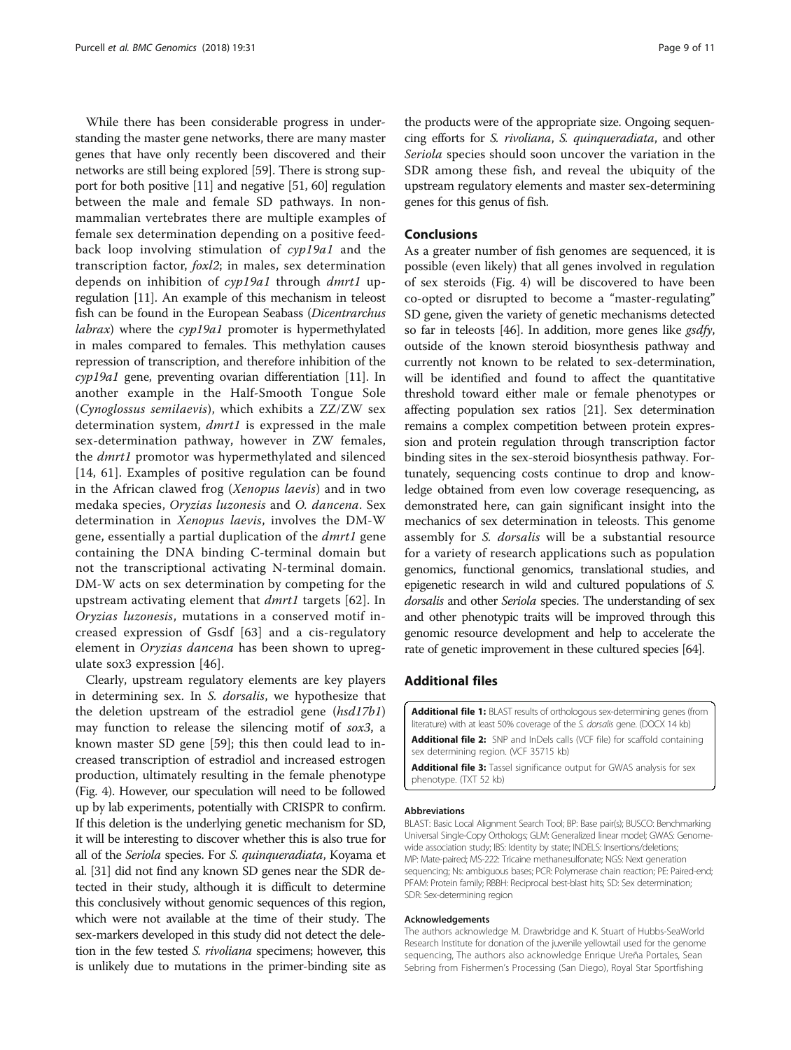While there has been considerable progress in understanding the master gene networks, there are many master genes that have only recently been discovered and their networks are still being explored [59]. There is strong support for both positive [11] and negative [51, 60] regulation between the male and female SD pathways. In non-mammalian vertebrates there are multiple examples of female sex determination depending on a positive feedback loop involving stimulation of *cyp19a1* and the transcription factor, *foxl2*; in males, sex determination depends on inhibition of *cyp19a1* through *dmrt1* upregulation [11]. An example of this mechanism in teleost fish can be found in the European Seabass (*Dicentrarchus labrax*) where the *cyp19a1* promoter is hypermethylated in males compared to females. This methylation causes repression of transcription, and therefore inhibition of the *cyp19a1* gene, preventing ovarian differentiation [11]. In another example in the Half-Smooth Tongue Sole (*Cynoglossus semilaevis*), which exhibits a ZZ/ZW sex determination system, *dmrt1* is expressed in the male sex-determination pathway, however in ZW females, the *dmrt1* promotor was hypermethylated and silenced [14, 61]. Examples of positive regulation can be found in the African clawed frog (*Xenopus laevis*) and in two medaka species, *Oryzias luzonesis* and *O. dancena*. Sex determination in *Xenopus laevis*, involves the DM-W gene, essentially a partial duplication of the *dmrt1* gene containing the DNA binding C-terminal domain but not the transcriptional activating N-terminal domain. DM-W acts on sex determination by competing for the upstream activating element that *dmrt1* targets [62]. In *Oryzias luzonesis*, mutations in a conserved motif increased expression of Gsdf [63] and a cis-regulatory element in *Oryzias dancena* has been shown to upregulate sox3 expression [46].

Clearly, upstream regulatory elements are key players in determining sex. In *S. dorsalis*, we hypothesize that the deletion upstream of the estradiol gene (*hsd17b1*) may function to release the silencing motif of *sox3*, a known master SD gene [59]; this then could lead to increased transcription of estradiol and increased estrogen production, ultimately resulting in the female phenotype (Fig. 4). However, our speculation will need to be followed up by lab experiments, potentially with CRISPR to confirm. If this deletion is the underlying genetic mechanism for SD, it will be interesting to discover whether this is also true for all of the *Seriola* species. For *S. quinqueradiata*, Koyama et al. [31] did not find any known SD genes near the SDR detected in their study, although it is difficult to determine this conclusively without genomic sequences of this region, which were not available at the time of their study. The sex-markers developed in this study did not detect the deletion in the few tested *S. rivoliana* specimens; however, this is unlikely due to mutations in the primer-binding site as the products were of the appropriate size. Ongoing sequencing efforts for *S. rivoliana*, *S. quinqueradiata*, and other *Seriola* species should soon uncover the variation in the SDR among these fish, and reveal the ubiquity of the upstream regulatory elements and master sex-determining genes for this genus of fish.

## Conclusions

As a greater number of fish genomes are sequenced, it is possible (even likely) that all genes involved in regulation of sex steroids (Fig. 4) will be discovered to have been co-opted or disrupted to become a "master-regulating" SD gene, given the variety of genetic mechanisms detected so far in teleosts [46]. In addition, more genes like *gsdfy*, outside of the known steroid biosynthesis pathway and currently not known to be related to sex-determination, will be identified and found to affect the quantitative threshold toward either male or female phenotypes or affecting population sex ratios [21]. Sex determination remains a complex competition between protein expression and protein regulation through transcription factor binding sites in the sex-steroid biosynthesis pathway. Fortunately, sequencing costs continue to drop and knowledge obtained from even low coverage resequencing, as demonstrated here, can gain significant insight into the mechanics of sex determination in teleosts. This genome assembly for *S. dorsalis* will be a substantial resource for a variety of research applications such as population genomics, functional genomics, translational studies, and epigenetic research in wild and cultured populations of *S. dorsalis* and other *Seriola* species. The understanding of sex and other phenotypic traits will be improved through this genomic resource development and help to accelerate the rate of genetic improvement in these cultured species [64].

## Additional files

**Additional file 1:** BLAST results of orthologous sex-determining genes (from literature) with at least 50% coverage of the *S. dorsalis* gene. (DOCX 14 kb)

**Additional file 2:** SNP and InDels calls (VCF file) for scaffold containing sex determining region. (VCF 35715 kb)

**Additional file 3:** Tassel significance output for GWAS analysis for sex phenotype. (TXT 52 kb)

#### Abbreviations

BLAST: Basic Local Alignment Search Tool; BP: Base pair(s); BUSCO: Benchmarking Universal Single-Copy Orthologs; GLM: Generalized linear model; GWAS: Genome-wide association study; IBS: Identity by state; INDELS: Insertions/deletions; MP: Mate-paired; MS-222: Tricaine methanesulfonate; NGS: Next generation sequencing; Ns: ambiguous bases; PCR: Polymerase chain reaction; PE: Paired-end; PFAM: Protein family; RBBH: Reciprocal best-blast hits; SD: Sex determination; SDR: Sex-determining region

#### Acknowledgements

The authors acknowledge M. Drawbridge and K. Stuart of Hubbs-SeaWorld Research Institute for donation of the juvenile yellowtail used for the genome sequencing, The authors also acknowledge Enrique Ureña Portales, Sean Sebring from Fishermen's Processing (San Diego), Royal Star Sportfishing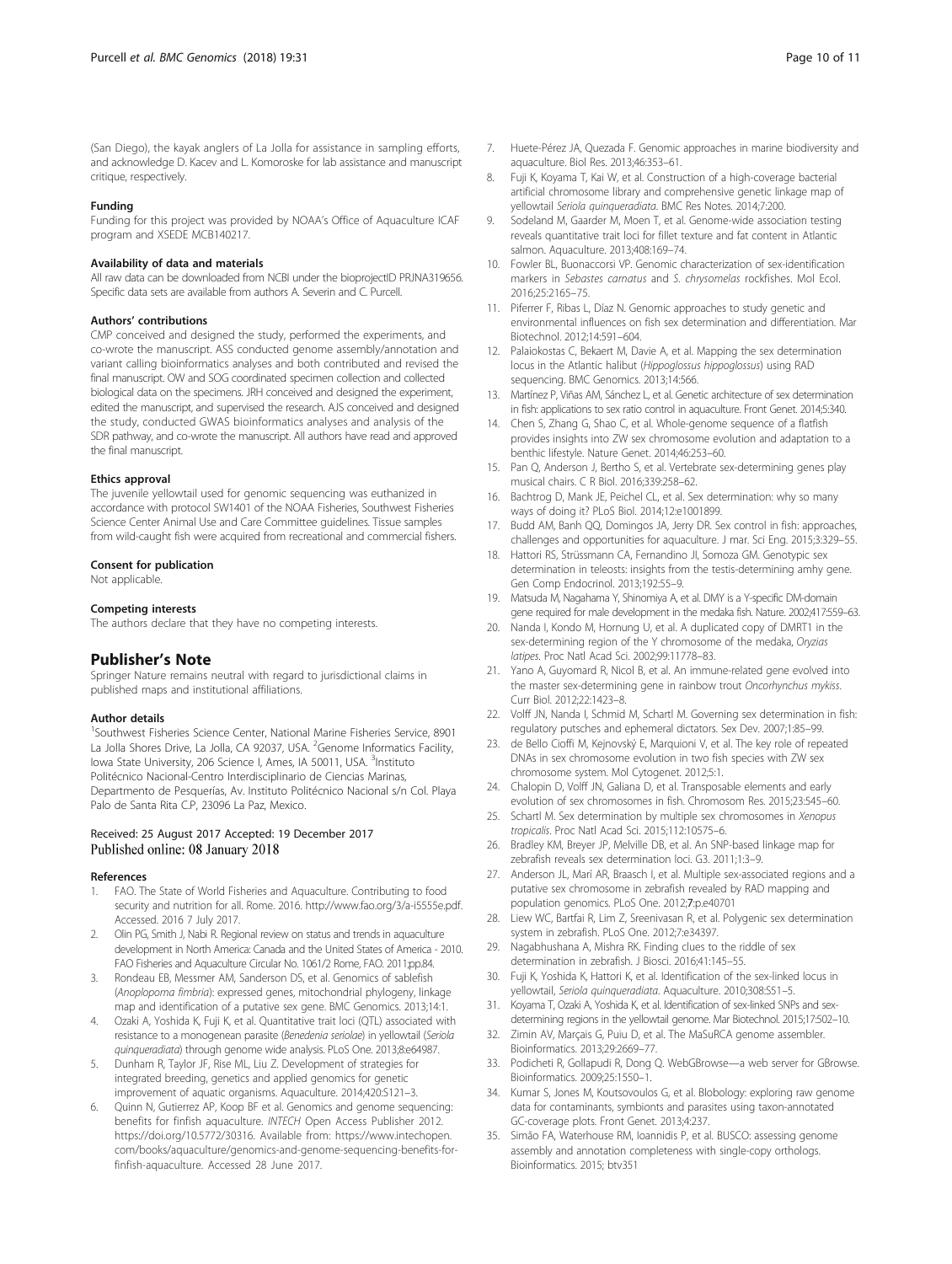(San Diego), the kayak anglers of La Jolla for assistance in sampling efforts, and acknowledge D. Kacev and L. Komoroske for lab assistance and manuscript critique, respectively.

#### Funding
Funding for this project was provided by NOAA's Office of Aquaculture ICAF program and XSEDE MCB140217.

#### Availability of data and materials
All raw data can be downloaded from NCBI under the bioprojectID PRJNA319656. Specific data sets are available from authors A. Severin and C. Purcell.

#### Authors' contributions
CMP conceived and designed the study, performed the experiments, and co-wrote the manuscript. ASS conducted genome assembly/annotation and variant calling bioinformatics analyses and both contributed and revised the final manuscript. OW and SOG coordinated specimen collection and collected biological data on the specimens. JRH conceived and designed the experiment, edited the manuscript, and supervised the research. AJS conceived and designed the study, conducted GWAS bioinformatics analyses and analysis of the SDR pathway, and co-wrote the manuscript. All authors have read and approved the final manuscript.

#### Ethics approval
The juvenile yellowtail used for genomic sequencing was euthanized in accordance with protocol SW1401 of the NOAA Fisheries, Southwest Fisheries Science Center Animal Use and Care Committee guidelines. Tissue samples from wild-caught fish were acquired from recreational and commercial fishers.

#### Consent for publication
Not applicable.

#### Competing interests
The authors declare that they have no competing interests.

## Publisher's Note
Springer Nature remains neutral with regard to jurisdictional claims in published maps and institutional affiliations.

#### Author details
[1]Southwest Fisheries Science Center, National Marine Fisheries Service, 8901 La Jolla Shores Drive, La Jolla, CA 92037, USA. [2]Genome Informatics Facility, Iowa State University, 206 Science I, Ames, IA 50011, USA. [3]Instituto Politécnico Nacional-Centro Interdisciplinario de Ciencias Marinas, Departmento de Pesquerías, Av. Instituto Politécnico Nacional s/n Col. Playa Palo de Santa Rita C.P, 23096 La Paz, Mexico.

Received: 25 August 2017 Accepted: 19 December 2017
Published online: 08 January 2018

#### References
1. FAO. The State of World Fisheries and Aquaculture. Contributing to food security and nutrition for all. Rome. 2016. http://www.fao.org/3/a-i5555e.pdf. Accessed. 2016 7 July 2017.
2. Olin PG, Smith J, Nabi R. Regional review on status and trends in aquaculture development in North America: Canada and the United States of America - 2010. FAO Fisheries and Aquaculture Circular No. 1061/2 Rome, FAO. 2011;pp.84.
3. Rondeau EB, Messmer AM, Sanderson DS, et al. Genomics of sablefish (*Anoplopoma fimbria*): expressed genes, mitochondrial phylogeny, linkage map and identification of a putative sex gene. BMC Genomics. 2013;14:1.
4. Ozaki A, Yoshida K, Fuji K, et al. Quantitative trait loci (QTL) associated with resistance to a monogenean parasite (*Benedenia seriolae*) in yellowtail (*Seriola quinqueradiata*) through genome wide analysis. PLoS One. 2013;8:e64987.
5. Dunham R, Taylor JF, Rise ML, Liu Z. Development of strategies for integrated breeding, genetics and applied genomics for genetic improvement of aquatic organisms. Aquaculture. 2014;420:S121–3.
6. Quinn N, Gutierrez AP, Koop BF et al. Genomics and genome sequencing: benefits for finfish aquaculture. *INTECH* Open Access Publisher 2012. https://doi.org/10.5772/30316. Available from: https://www.intechopen.com/books/aquaculture/genomics-and-genome-sequencing-benefits-for-finfish-aquaculture. Accessed 28 June 2017.
7. Huete-Pérez JA, Quezada F. Genomic approaches in marine biodiversity and aquaculture. Biol Res. 2013;46:353–61.
8. Fuji K, Koyama T, Kai W, et al. Construction of a high-coverage bacterial artificial chromosome library and comprehensive genetic linkage map of yellowtail *Seriola quinqueradiata*. BMC Res Notes. 2014;7:200.
9. Sodeland M, Gaarder M, Moen T, et al. Genome-wide association testing reveals quantitative trait loci for fillet texture and fat content in Atlantic salmon. Aquaculture. 2013;408:169–74.
10. Fowler BL, Buonaccorsi VP. Genomic characterization of sex-identification markers in *Sebastes carnatus* and *S. chrysomelas* rockfishes. Mol Ecol. 2016;25:2165–75.
11. Piferrer F, Ribas L, Díaz N. Genomic approaches to study genetic and environmental influences on fish sex determination and differentiation. Mar Biotechnol. 2012;14:591–604.
12. Palaiokostas C, Bekaert M, Davie A, et al. Mapping the sex determination locus in the Atlantic halibut (*Hippoglossus hippoglossus*) using RAD sequencing. BMC Genomics. 2013;14:566.
13. Martínez P, Viñas AM, Sánchez L, et al. Genetic architecture of sex determination in fish: applications to sex ratio control in aquaculture. Front Genet. 2014;5:340.
14. Chen S, Zhang G, Shao C, et al. Whole-genome sequence of a flatfish provides insights into ZW sex chromosome evolution and adaptation to a benthic lifestyle. Nature Genet. 2014;46:253–60.
15. Pan Q, Anderson J, Bertho S, et al. Vertebrate sex-determining genes play musical chairs. C R Biol. 2016;339:258–62.
16. Bachtrog D, Mank JE, Peichel CL, et al. Sex determination: why so many ways of doing it? PLoS Biol. 2014;12:e1001899.
17. Budd AM, Banh QQ, Domingos JA, Jerry DR. Sex control in fish: approaches, challenges and opportunities for aquaculture. J mar. Sci Eng. 2015;3:329–55.
18. Hattori RS, Strüssmann CA, Fernandino JI, Somoza GM. Genotypic sex determination in teleosts: insights from the testis-determining amhy gene. Gen Comp Endocrinol. 2013;192:55–9.
19. Matsuda M, Nagahama Y, Shinomiya A, et al. DMY is a Y-specific DM-domain gene required for male development in the medaka fish. Nature. 2002;417:559–63.
20. Nanda I, Kondo M, Hornung U, et al. A duplicated copy of DMRT1 in the sex-determining region of the Y chromosome of the medaka, *Oryzias latipes*. Proc Natl Acad Sci. 2002;99:11778–83.
21. Yano A, Guyomard R, Nicol B, et al. An immune-related gene evolved into the master sex-determining gene in rainbow trout *Oncorhynchus mykiss*. Curr Biol. 2012;22:1423–8.
22. Volff JN, Nanda I, Schmid M, Schartl M. Governing sex determination in fish: regulatory putsches and ephemeral dictators. Sex Dev. 2007;1:85–99.
23. de Bello Cioffi M, Kejnovský E, Marquioni V, et al. The key role of repeated DNAs in sex chromosome evolution in two fish species with ZW sex chromosome system. Mol Cytogenet. 2012;5:1.
24. Chalopin D, Volff JN, Galiana D, et al. Transposable elements and early evolution of sex chromosomes in fish. Chromosom Res. 2015;23:545–60.
25. Schartl M. Sex determination by multiple sex chromosomes in *Xenopus tropicalis*. Proc Natl Acad Sci. 2015;112:10575–6.
26. Bradley KM, Breyer JP, Melville DB, et al. An SNP-based linkage map for zebrafish reveals sex determination loci. G3. 2011;1:3–9.
27. Anderson JL, Marí AR, Braasch I, et al. Multiple sex-associated regions and a putative sex chromosome in zebrafish revealed by RAD mapping and population genomics. PLoS One. 2012;7:p.e40701
28. Liew WC, Bartfai R, Lim Z, Sreenivasan R, et al. Polygenic sex determination system in zebrafish. PLoS One. 2012;7:e34397.
29. Nagabhushana A, Mishra RK. Finding clues to the riddle of sex determination in zebrafish. J Biosci. 2016;41:145–55.
30. Fuji K, Yoshida K, Hattori K, et al. Identification of the sex-linked locus in yellowtail, *Seriola quinqueradiata*. Aquaculture. 2010;308:S51–5.
31. Koyama T, Ozaki A, Yoshida K, et al. Identification of sex-linked SNPs and sex-determining regions in the yellowtail genome. Mar Biotechnol. 2015;17:502–10.
32. Zimin AV, Marçais G, Puiu D, et al. The MaSuRCA genome assembler. Bioinformatics. 2013;29:2669–77.
33. Podicheti R, Gollapudi R, Dong Q. WebGBrowse—a web server for GBrowse. Bioinformatics. 2009;25:1550–1.
34. Kumar S, Jones M, Koutsovoulos G, et al. Blobology: exploring raw genome data for contaminants, symbionts and parasites using taxon-annotated GC-coverage plots. Front Genet. 2013;4:237.
35. Simão FA, Waterhouse RM, Ioannidis P, et al. BUSCO: assessing genome assembly and annotation completeness with single-copy orthologs. Bioinformatics. 2015; btv351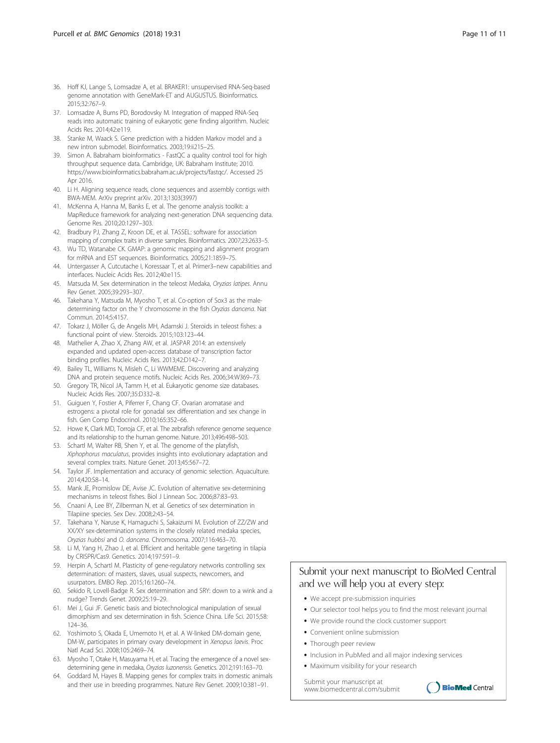36. Hoff KJ, Lange S, Lomsadze A, et al. BRAKER1: unsupervised RNA-Seq-based genome annotation with GeneMark-ET and AUGUSTUS. Bioinformatics. 2015;32:767–9.
37. Lomsadze A, Burns PD, Borodovsky M. Integration of mapped RNA-Seq reads into automatic training of eukaryotic gene finding algorithm. Nucleic Acids Res. 2014;42:e119.
38. Stanke M, Waack S. Gene prediction with a hidden Markov model and a new intron submodel. Bioinformatics. 2003;19:ii215–25.
39. Simon A. Babraham bioinformatics - FastQC a quality control tool for high throughput sequence data. Cambridge, UK: Babraham Institute; 2010. https://www.bioinformatics.babraham.ac.uk/projects/fastqc/. Accessed 25 Apr 2016.
40. Li H. Aligning sequence reads, clone sequences and assembly contigs with BWA-MEM. ArXiv preprint arXiv. 2013;1303(3997)
41. McKenna A, Hanna M, Banks E, et al. The genome analysis toolkit: a MapReduce framework for analyzing next-generation DNA sequencing data. Genome Res. 2010;20:1297–303.
42. Bradbury PJ, Zhang Z, Kroon DE, et al. TASSEL: software for association mapping of complex traits in diverse samples. Bioinformatics. 2007;23:2633–5.
43. Wu TD, Watanabe CK. GMAP: a genomic mapping and alignment program for mRNA and EST sequences. Bioinformatics. 2005;21:1859–75.
44. Untergasser A, Cutcutache I, Koressaar T, et al. Primer3–new capabilities and interfaces. Nucleic Acids Res. 2012;40:e115.
45. Matsuda M. Sex determination in the teleost Medaka, *Oryzias latipes*. Annu Rev Genet. 2005;39:293–307.
46. Takehana Y, Matsuda M, Myosho T, et al. Co-option of Sox3 as the male-determining factor on the Y chromosome in the fish *Oryzias dancena*. Nat Commun. 2014;5:4157.
47. Tokarz J, Möller G, de Angelis MH, Adamski J. Steroids in teleost fishes: a functional point of view. Steroids. 2015;103:123–44.
48. Mathelier A, Zhao X, Zhang AW, et al. JASPAR 2014: an extensively expanded and updated open-access database of transcription factor binding profiles. Nucleic Acids Res. 2013;42:D142–7.
49. Bailey TL, Williams N, Misleh C, Li WWMEME. Discovering and analyzing DNA and protein sequence motifs. Nucleic Acids Res. 2006;34:W369–73.
50. Gregory TR, Nicol JA, Tamm H, et al. Eukaryotic genome size databases. Nucleic Acids Res. 2007;35:D332–8.
51. Guiguen Y, Fostier A, Piferrer F, Chang CF. Ovarian aromatase and estrogens: a pivotal role for gonadal sex differentiation and sex change in fish. Gen Comp Endocrinol. 2010;165:352–66.
52. Howe K, Clark MD, Torroja CF, et al. The zebrafish reference genome sequence and its relationship to the human genome. Nature. 2013;496:498–503.
53. Schartl M, Walter RB, Shen Y, et al. The genome of the platyfish, *Xiphophorus maculatus*, provides insights into evolutionary adaptation and several complex traits. Nature Genet. 2013;45:567–72.
54. Taylor JF. Implementation and accuracy of genomic selection. Aquaculture. 2014;420:S8–14.
55. Mank JE, Promislow DE, Avise JC. Evolution of alternative sex-determining mechanisms in teleost fishes. Biol J Linnean Soc. 2006;87:83–93.
56. Cnaani A, Lee BY, Zilberman N, et al. Genetics of sex determination in Tilapiine species. Sex Dev. 2008;2:43–54.
57. Takehana Y, Naruse K, Hamaguchi S, Sakaizumi M. Evolution of ZZ/ZW and XX/XY sex-determination systems in the closely related medaka species, *Oryzias hubbsi* and *O. dancena*. Chromosoma. 2007;116:463–70.
58. Li M, Yang H, Zhao J, et al. Efficient and heritable gene targeting in tilapia by CRISPR/Cas9. Genetics. 2014;197:591–9.
59. Herpin A, Schartl M. Plasticity of gene-regulatory networks controlling sex determination: of masters, slaves, usual suspects, newcomers, and usurpators. EMBO Rep. 2015;16:1260–74.
60. Sekido R, Lovell-Badge R. Sex determination and SRY: down to a wink and a nudge? Trends Genet. 2009;25:19–29.
61. Mei J, Gui JF. Genetic basis and biotechnological manipulation of sexual dimorphism and sex determination in fish. Science China. Life Sci. 2015;58:124–36.
62. Yoshimoto S, Okada E, Umemoto H, et al. A W-linked DM-domain gene, DM-W, participates in primary ovary development in *Xenopus laevis*. Proc Natl Acad Sci. 2008;105:2469–74.
63. Myosho T, Otake H, Masuyama H, et al. Tracing the emergence of a novel sex-determining gene in medaka, *Oryzias luzonensis*. Genetics. 2012;191:163–70.
64. Goddard M, Hayes B. Mapping genes for complex traits in domestic animals and their use in breeding programmes. Nature Rev Genet. 2009;10:381–91.

Submit your next manuscript to BioMed Central and we will help you at every step:

- We accept pre-submission inquiries
- Our selector tool helps you to find the most relevant journal
- We provide round the clock customer support
- Convenient online submission
- Thorough peer review
- Inclusion in PubMed and all major indexing services
- Maximum visibility for your research

Submit your manuscript at www.biomedcentral.com/submit

BioMed Central